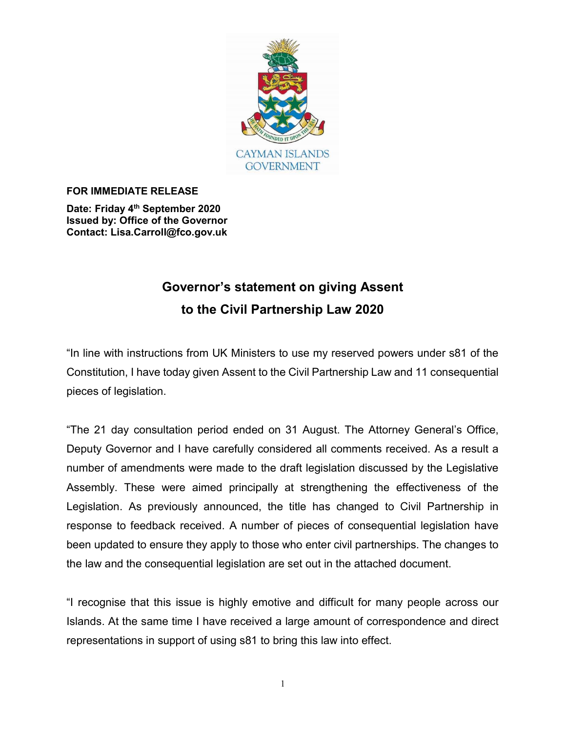CAYMAN ISLANDS GOVERNMENT

**FOR IMMEDIATE RELEASE**

**Date: Friday 4th September 2020**
**Issued by: Office of the Governor**
**Contact: Lisa.Carroll@fco.gov.uk**

## Governor's statement on giving Assent to the Civil Partnership Law 2020

"In line with instructions from UK Ministers to use my reserved powers under s81 of the Constitution, I have today given Assent to the Civil Partnership Law and 11 consequential pieces of legislation.

"The 21 day consultation period ended on 31 August. The Attorney General's Office, Deputy Governor and I have carefully considered all comments received. As a result a number of amendments were made to the draft legislation discussed by the Legislative Assembly. These were aimed principally at strengthening the effectiveness of the Legislation. As previously announced, the title has changed to Civil Partnership in response to feedback received. A number of pieces of consequential legislation have been updated to ensure they apply to those who enter civil partnerships. The changes to the law and the consequential legislation are set out in the attached document.

"I recognise that this issue is highly emotive and difficult for many people across our Islands. At the same time I have received a large amount of correspondence and direct representations in support of using s81 to bring this law into effect.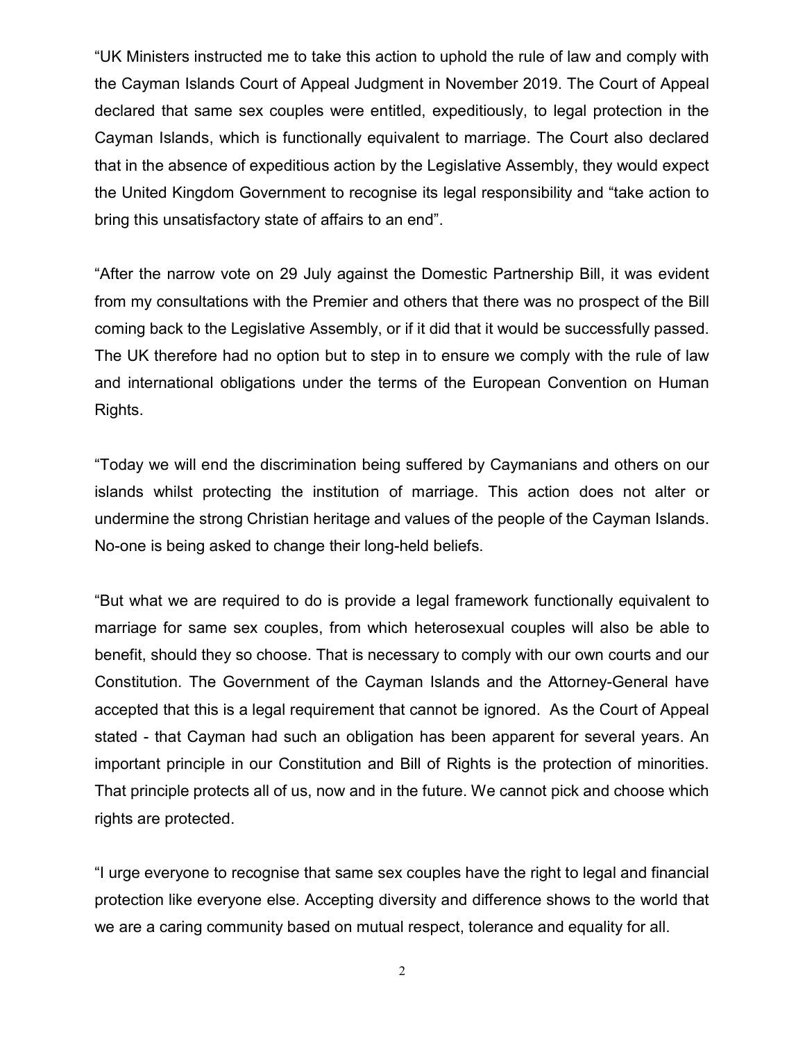"UK Ministers instructed me to take this action to uphold the rule of law and comply with the Cayman Islands Court of Appeal Judgment in November 2019. The Court of Appeal declared that same sex couples were entitled, expeditiously, to legal protection in the Cayman Islands, which is functionally equivalent to marriage. The Court also declared that in the absence of expeditious action by the Legislative Assembly, they would expect the United Kingdom Government to recognise its legal responsibility and "take action to bring this unsatisfactory state of affairs to an end".

"After the narrow vote on 29 July against the Domestic Partnership Bill, it was evident from my consultations with the Premier and others that there was no prospect of the Bill coming back to the Legislative Assembly, or if it did that it would be successfully passed. The UK therefore had no option but to step in to ensure we comply with the rule of law and international obligations under the terms of the European Convention on Human Rights.

"Today we will end the discrimination being suffered by Caymanians and others on our islands whilst protecting the institution of marriage. This action does not alter or undermine the strong Christian heritage and values of the people of the Cayman Islands. No-one is being asked to change their long-held beliefs.

"But what we are required to do is provide a legal framework functionally equivalent to marriage for same sex couples, from which heterosexual couples will also be able to benefit, should they so choose. That is necessary to comply with our own courts and our Constitution. The Government of the Cayman Islands and the Attorney-General have accepted that this is a legal requirement that cannot be ignored. As the Court of Appeal stated - that Cayman had such an obligation has been apparent for several years. An important principle in our Constitution and Bill of Rights is the protection of minorities. That principle protects all of us, now and in the future. We cannot pick and choose which rights are protected.

"I urge everyone to recognise that same sex couples have the right to legal and financial protection like everyone else. Accepting diversity and difference shows to the world that we are a caring community based on mutual respect, tolerance and equality for all.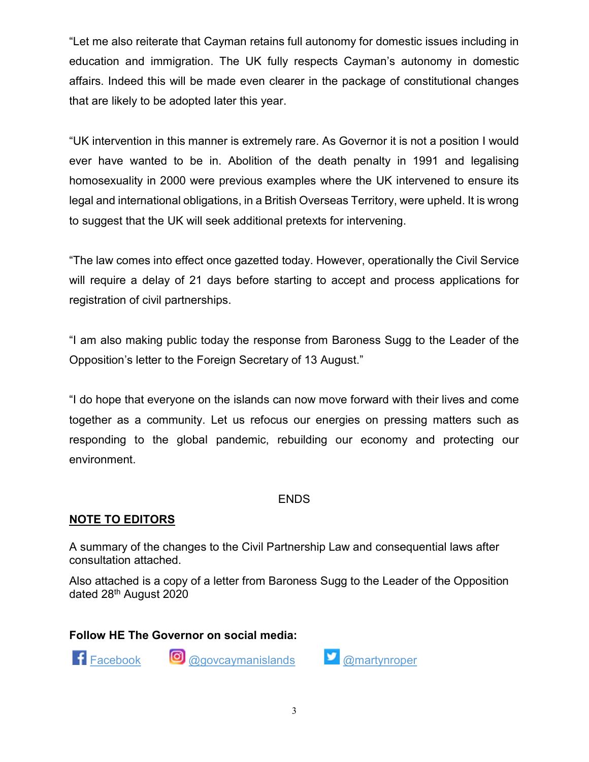"Let me also reiterate that Cayman retains full autonomy for domestic issues including in education and immigration. The UK fully respects Cayman's autonomy in domestic affairs. Indeed this will be made even clearer in the package of constitutional changes that are likely to be adopted later this year.

"UK intervention in this manner is extremely rare. As Governor it is not a position I would ever have wanted to be in. Abolition of the death penalty in 1991 and legalising homosexuality in 2000 were previous examples where the UK intervened to ensure its legal and international obligations, in a British Overseas Territory, were upheld. It is wrong to suggest that the UK will seek additional pretexts for intervening.

"The law comes into effect once gazetted today. However, operationally the Civil Service will require a delay of 21 days before starting to accept and process applications for registration of civil partnerships.

"I am also making public today the response from Baroness Sugg to the Leader of the Opposition's letter to the Foreign Secretary of 13 August."

"I do hope that everyone on the islands can now move forward with their lives and come together as a community. Let us refocus our energies on pressing matters such as responding to the global pandemic, rebuilding our economy and protecting our environment.

ENDS

**NOTE TO EDITORS**

A summary of the changes to the Civil Partnership Law and consequential laws after consultation attached.

Also attached is a copy of a letter from Baroness Sugg to the Leader of the Opposition dated 28th August 2020

**Follow HE The Governor on social media:**

Facebook @govcaymanislands @martynroper